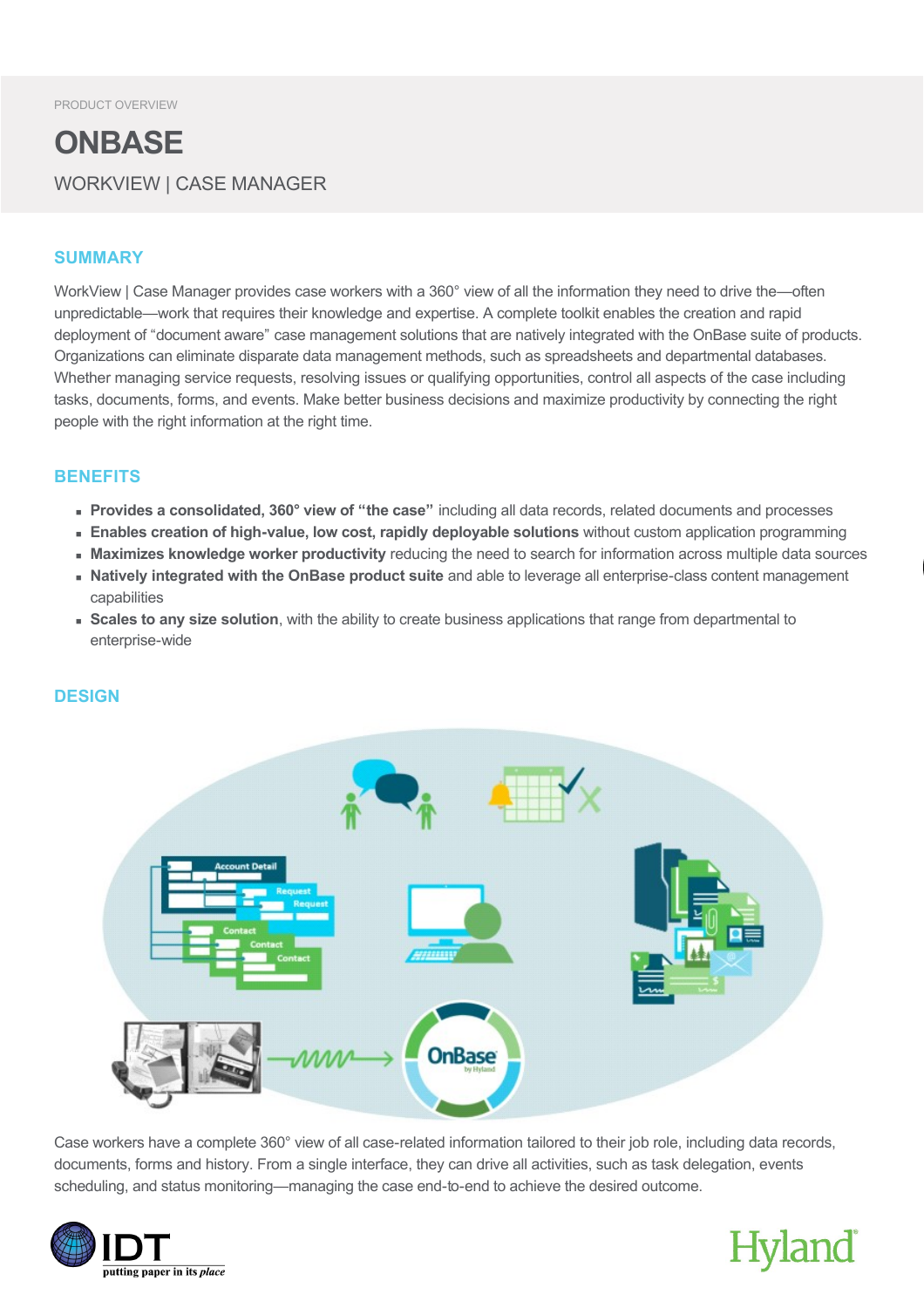PRODUCT OVERVIEW

# ONBASE

## WORKVIEW | CASE MANAGER

### SUMMARY

WorkView | Case Manager provides case workers with a 360° view of all the information they need to drive the—often unpredictable—work that requires their knowledge and expertise. A complete toolkit enables the creation and rapid deployment of "document aware" case management solutions that are natively integrated with the OnBase suite of products. Organizations can eliminate disparate data management methods, such as spreadsheets and departmental databases. Whether managing service requests, resolving issues or qualifying opportunities, control all aspects of the case including tasks, documents, forms, and events. Make better business decisions and maximize productivity by connecting the right people with the right information at the right time.

### BENEFITS

- **Provides a consolidated, 360° view of "the case"** including all data records, related documents and processes
- **Enables creation of high-value, low cost, rapidly deployable solutions** without custom application programming
- **Maximizes knowledge worker productivity** reducing the need to search for information across multiple data sources
- **Natively integrated with the OnBase product suite** and able to leverage all enterprise-class content management capabilities
- **Scales to any size solution**, with the ability to create business applications that range from departmental to enterprise-wide

### DESIGN

Case workers have a complete 360° view of all case-related information tailored to their job role, including data records, documents, forms and history. From a single interface, they can drive all activities, such as task delegation, events scheduling, and status monitoring—managing the case end-to-end to achieve the desired outcome.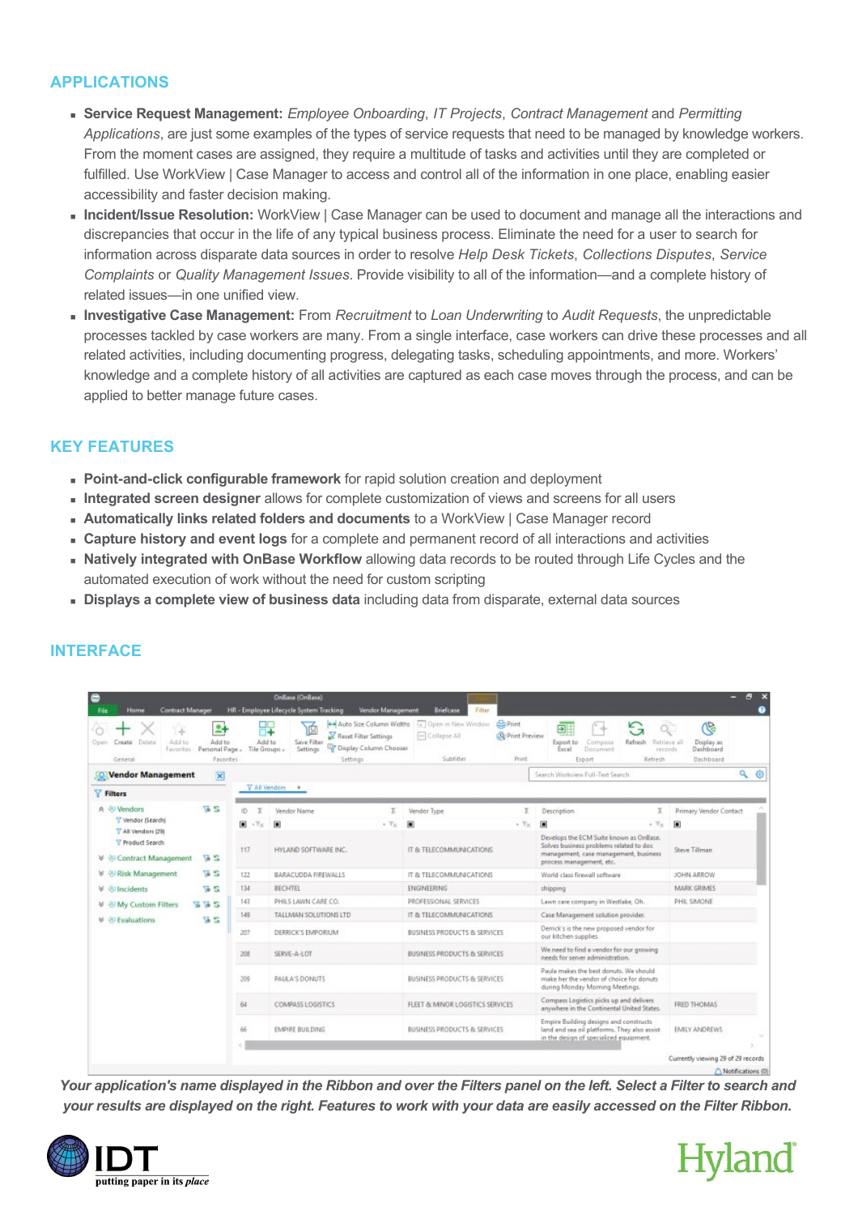## APPLICATIONS

- **Service Request Management:** *Employee Onboarding*, *IT Projects*, *Contract Management* and *Permitting Applications*, are just some examples of the types of service requests that need to be managed by knowledge workers. From the moment cases are assigned, they require a multitude of tasks and activities until they are completed or fulfilled. Use WorkView | Case Manager to access and control all of the information in one place, enabling easier accessibility and faster decision making.
- **Incident/Issue Resolution:** WorkView | Case Manager can be used to document and manage all the interactions and discrepancies that occur in the life of any typical business process. Eliminate the need for a user to search for information across disparate data sources in order to resolve *Help Desk Tickets*, *Collections Disputes*, *Service Complaints* or *Quality Management Issues*. Provide visibility to all of the information—and a complete history of related issues—in one unified view.
- **Investigative Case Management:** From *Recruitment* to *Loan Underwriting* to *Audit Requests*, the unpredictable processes tackled by case workers are many. From a single interface, case workers can drive these processes and all related activities, including documenting progress, delegating tasks, scheduling appointments, and more. Workers' knowledge and a complete history of all activities are captured as each case moves through the process, and can be applied to better manage future cases.

## KEY FEATURES

- **Point-and-click configurable framework** for rapid solution creation and deployment
- **Integrated screen designer** allows for complete customization of views and screens for all users
- **Automatically links related folders and documents** to a WorkView | Case Manager record
- **Capture history and event logs** for a complete and permanent record of all interactions and activities
- **Natively integrated with OnBase Workflow** allowing data records to be routed through Life Cycles and the automated execution of work without the need for custom scripting
- **Displays a complete view of business data** including data from disparate, external data sources

## INTERFACE

***Your application's name displayed in the Ribbon and over the Filters panel on the left. Select a Filter to search and your results are displayed on the right. Features to work with your data are easily accessed on the Filter Ribbon.***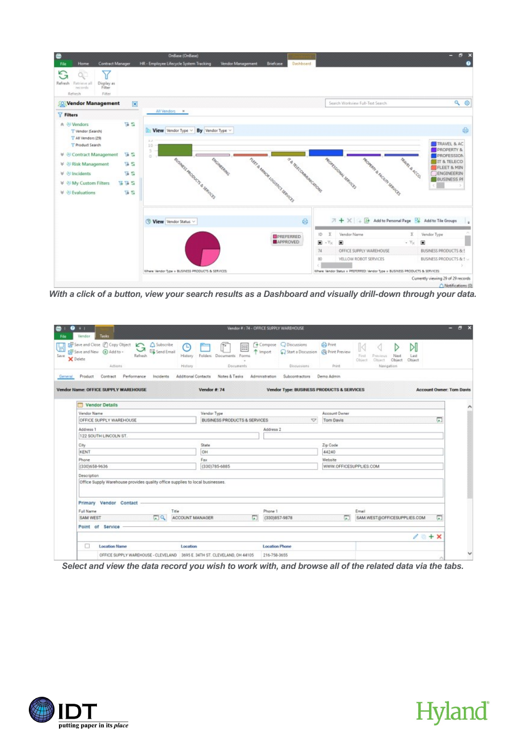With a click of a button, view your search results as a Dashboard and visually drill-down through your data.

Select and view the data record you wish to work with, and browse all of the related data via the tabs.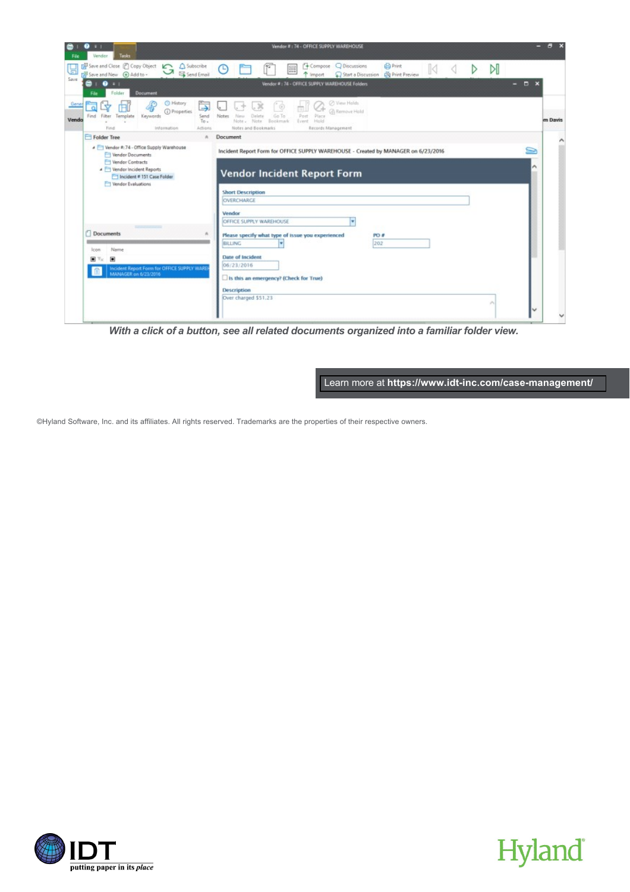*With a click of a button, see all related documents organized into a familiar folder view.*

Learn more at **https://www.idt-inc.com/case-management/**

©Hyland Software, Inc. and its affiliates. All rights reserved. Trademarks are the properties of their respective owners.